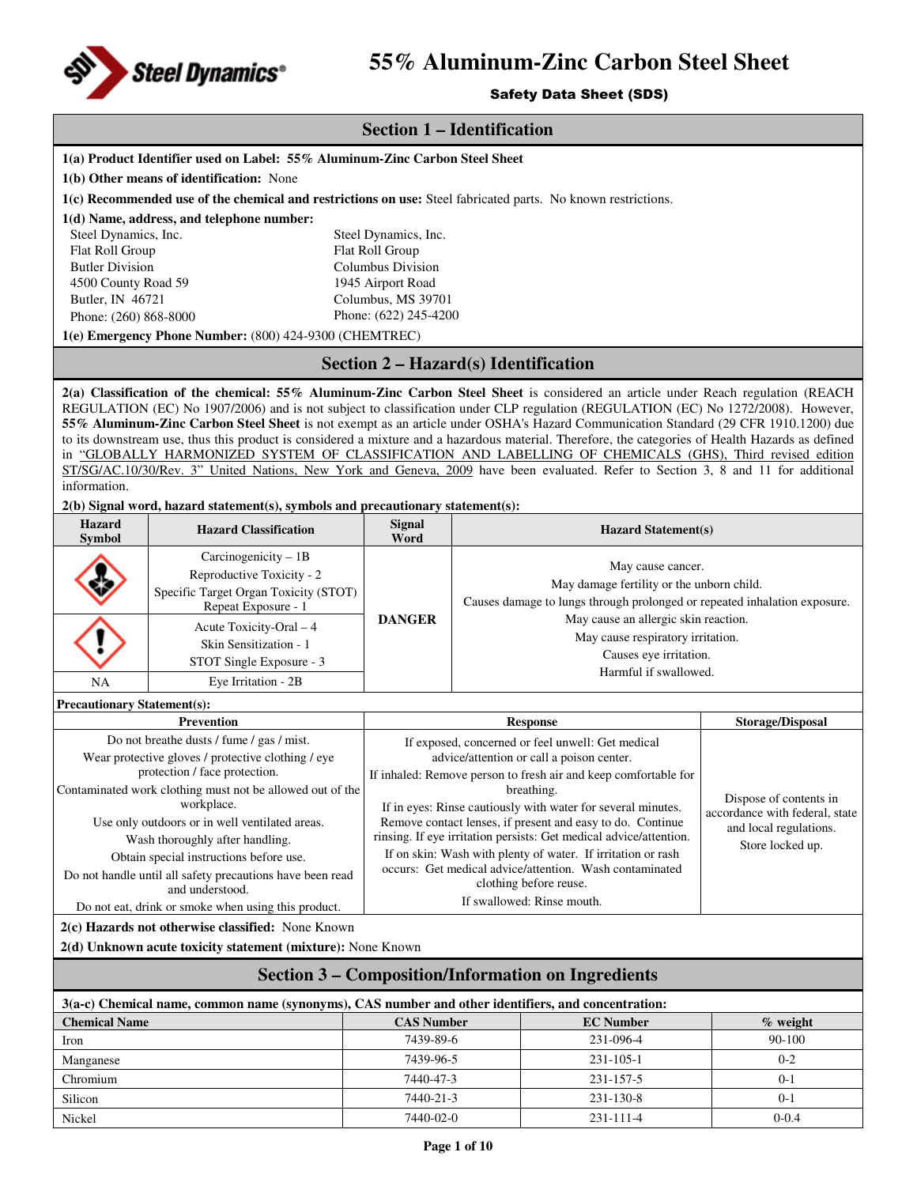# 55% Aluminum-Zinc Carbon Steel Sheet

**Safety Data Sheet (SDS)**

## Section 1 – Identification

**1(a) Product Identifier used on Label: 55% Aluminum-Zinc Carbon Steel Sheet**

**1(b) Other means of identification:** None

**1(c) Recommended use of the chemical and restrictions on use:** Steel fabricated parts. No known restrictions.

**1(d) Name, address, and telephone number:**

Steel Dynamics, Inc.
Flat Roll Group
Butler Division
4500 County Road 59
Butler, IN 46721
Phone: (260) 868-8000

Steel Dynamics, Inc.
Flat Roll Group
Columbus Division
1945 Airport Road
Columbus, MS 39701
Phone: (622) 245-4200

**1(e) Emergency Phone Number:** (800) 424-9300 (CHEMTREC)

## Section 2 – Hazard(s) Identification

**2(a) Classification of the chemical: 55% Aluminum-Zinc Carbon Steel Sheet** is considered an article under Reach regulation (REACH REGULATION (EC) No 1907/2006) and is not subject to classification under CLP regulation (REGULATION (EC) No 1272/2008). However, **55% Aluminum-Zinc Carbon Steel Sheet** is not exempt as an article under OSHA's Hazard Communication Standard (29 CFR 1910.1200) due to its downstream use, thus this product is considered a mixture and a hazardous material. Therefore, the categories of Health Hazards as defined in "GLOBALLY HARMONIZED SYSTEM OF CLASSIFICATION AND LABELLING OF CHEMICALS (GHS), Third revised edition ST/SG/AC.10/30/Rev. 3" United Nations, New York and Geneva, 2009 have been evaluated. Refer to Section 3, 8 and 11 for additional information.

**2(b) Signal word, hazard statement(s), symbols and precautionary statement(s):**

| Hazard Symbol | Hazard Classification | Signal Word | Hazard Statement(s) |
|---|---|---|---|
| | Carcinogenicity – 1B<br>Reproductive Toxicity - 2<br>Specific Target Organ Toxicity (STOT) Repeat Exposure - 1 | DANGER | May cause cancer.<br>May damage fertility or the unborn child.<br>Causes damage to lungs through prolonged or repeated inhalation exposure.<br>May cause an allergic skin reaction.<br>May cause respiratory irritation.<br>Causes eye irritation.<br>Harmful if swallowed. |
| | Acute Toxicity-Oral – 4<br>Skin Sensitization - 1<br>STOT Single Exposure - 3 | | |
| NA | Eye Irritation - 2B | | |

**Precautionary Statement(s):**

| Prevention | Response | Storage/Disposal |
|---|---|---|
| Do not breathe dusts / fume / gas / mist.<br>Wear protective gloves / protective clothing / eye protection / face protection.<br>Contaminated work clothing must not be allowed out of the workplace.<br>Use only outdoors or in well ventilated areas.<br>Wash thoroughly after handling.<br>Obtain special instructions before use.<br>Do not handle until all safety precautions have been read and understood.<br>Do not eat, drink or smoke when using this product. | If exposed, concerned or feel unwell: Get medical advice/attention or call a poison center.<br>If inhaled: Remove person to fresh air and keep comfortable for breathing.<br>If in eyes: Rinse cautiously with water for several minutes. Remove contact lenses, if present and easy to do. Continue rinsing. If eye irritation persists: Get medical advice/attention.<br>If on skin: Wash with plenty of water. If irritation or rash occurs: Get medical advice/attention. Wash contaminated clothing before reuse.<br>If swallowed: Rinse mouth. | Dispose of contents in accordance with federal, state and local regulations.<br>Store locked up. |

**2(c) Hazards not otherwise classified:** None Known

**2(d) Unknown acute toxicity statement (mixture):** None Known

## Section 3 – Composition/Information on Ingredients

**3(a-c) Chemical name, common name (synonyms), CAS number and other identifiers, and concentration:**

| Chemical Name | CAS Number | EC Number | % weight |
|---|---|---|---|
| Iron | 7439-89-6 | 231-096-4 | 90-100 |
| Manganese | 7439-96-5 | 231-105-1 | 0-2 |
| Chromium | 7440-47-3 | 231-157-5 | 0-1 |
| Silicon | 7440-21-3 | 231-130-8 | 0-1 |
| Nickel | 7440-02-0 | 231-111-4 | 0-0.4 |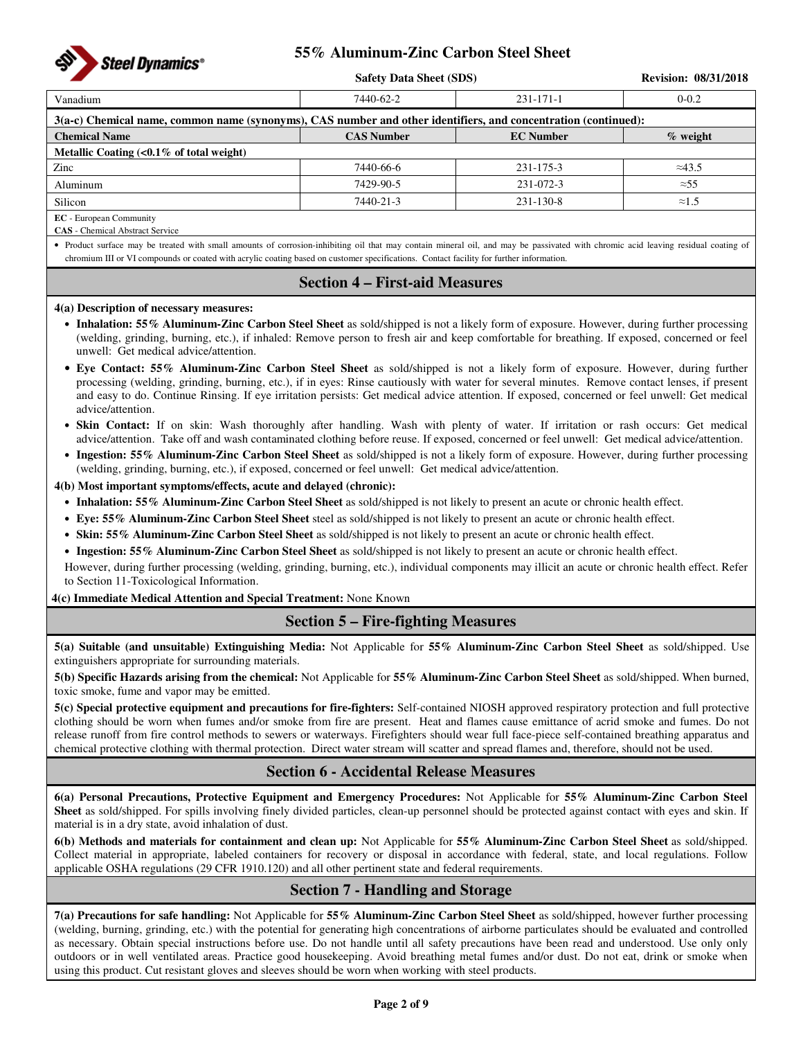| Vanadium | 7440-62-2 | 231-171-1 | 0-0.2 |
|---|---|---|---|

**3(a-c) Chemical name, common name (synonyms), CAS number and other identifiers, and concentration (continued):**

| Chemical Name | CAS Number | EC Number | % weight |
|---|---|---|---|
| **Metallic Coating (<0.1% of total weight)** | | | |
| Zinc | 7440-66-6 | 231-175-3 | ≈43.5 |
| Aluminum | 7429-90-5 | 231-072-3 | ≈55 |
| Silicon | 7440-21-3 | 231-130-8 | ≈1.5 |

**EC** - European Community
**CAS** - Chemical Abstract Service

- Product surface may be treated with small amounts of corrosion-inhibiting oil that may contain mineral oil, and may be passivated with chromic acid leaving residual coating of chromium III or VI compounds or coated with acrylic coating based on customer specifications. Contact facility for further information.

## Section 4 – First-aid Measures

**4(a) Description of necessary measures:**

- **Inhalation: 55% Aluminum-Zinc Carbon Steel Sheet** as sold/shipped is not a likely form of exposure. However, during further processing (welding, grinding, burning, etc.), if inhaled: Remove person to fresh air and keep comfortable for breathing. If exposed, concerned or feel unwell: Get medical advice/attention.
- **Eye Contact: 55% Aluminum-Zinc Carbon Steel Sheet** as sold/shipped is not a likely form of exposure. However, during further processing (welding, grinding, burning, etc.), if in eyes: Rinse cautiously with water for several minutes. Remove contact lenses, if present and easy to do. Continue Rinsing. If eye irritation persists: Get medical advice attention. If exposed, concerned or feel unwell: Get medical advice/attention.
- **Skin Contact:** If on skin: Wash thoroughly after handling. Wash with plenty of water. If irritation or rash occurs: Get medical advice/attention. Take off and wash contaminated clothing before reuse. If exposed, concerned or feel unwell: Get medical advice/attention.
- **Ingestion: 55% Aluminum-Zinc Carbon Steel Sheet** as sold/shipped is not a likely form of exposure. However, during further processing (welding, grinding, burning, etc.), if exposed, concerned or feel unwell: Get medical advice/attention.

**4(b) Most important symptoms/effects, acute and delayed (chronic):**

- **Inhalation: 55% Aluminum-Zinc Carbon Steel Sheet** as sold/shipped is not likely to present an acute or chronic health effect.
- **Eye: 55% Aluminum-Zinc Carbon Steel Sheet** steel as sold/shipped is not likely to present an acute or chronic health effect.
- **Skin: 55% Aluminum-Zinc Carbon Steel Sheet** as sold/shipped is not likely to present an acute or chronic health effect.
- **Ingestion: 55% Aluminum-Zinc Carbon Steel Sheet** as sold/shipped is not likely to present an acute or chronic health effect.

However, during further processing (welding, grinding, burning, etc.), individual components may illicit an acute or chronic health effect. Refer to Section 11-Toxicological Information.

**4(c) Immediate Medical Attention and Special Treatment:** None Known

## Section 5 – Fire-fighting Measures

**5(a) Suitable (and unsuitable) Extinguishing Media:** Not Applicable for **55% Aluminum-Zinc Carbon Steel Sheet** as sold/shipped. Use extinguishers appropriate for surrounding materials.

**5(b) Specific Hazards arising from the chemical:** Not Applicable for **55% Aluminum-Zinc Carbon Steel Sheet** as sold/shipped. When burned, toxic smoke, fume and vapor may be emitted.

**5(c) Special protective equipment and precautions for fire-fighters:** Self-contained NIOSH approved respiratory protection and full protective clothing should be worn when fumes and/or smoke from fire are present. Heat and flames cause emittance of acrid smoke and fumes. Do not release runoff from fire control methods to sewers or waterways. Firefighters should wear full face-piece self-contained breathing apparatus and chemical protective clothing with thermal protection. Direct water stream will scatter and spread flames and, therefore, should not be used.

## Section 6 - Accidental Release Measures

**6(a) Personal Precautions, Protective Equipment and Emergency Procedures:** Not Applicable for **55% Aluminum-Zinc Carbon Steel Sheet** as sold/shipped. For spills involving finely divided particles, clean-up personnel should be protected against contact with eyes and skin. If material is in a dry state, avoid inhalation of dust.

**6(b) Methods and materials for containment and clean up:** Not Applicable for **55% Aluminum-Zinc Carbon Steel Sheet** as sold/shipped. Collect material in appropriate, labeled containers for recovery or disposal in accordance with federal, state, and local regulations. Follow applicable OSHA regulations (29 CFR 1910.120) and all other pertinent state and federal requirements.

## Section 7 - Handling and Storage

**7(a) Precautions for safe handling:** Not Applicable for **55% Aluminum-Zinc Carbon Steel Sheet** as sold/shipped, however further processing (welding, burning, grinding, etc.) with the potential for generating high concentrations of airborne particulates should be evaluated and controlled as necessary. Obtain special instructions before use. Do not handle until all safety precautions have been read and understood. Use only only outdoors or in well ventilated areas. Practice good housekeeping. Avoid breathing metal fumes and/or dust. Do not eat, drink or smoke when using this product. Cut resistant gloves and sleeves should be worn when working with steel products.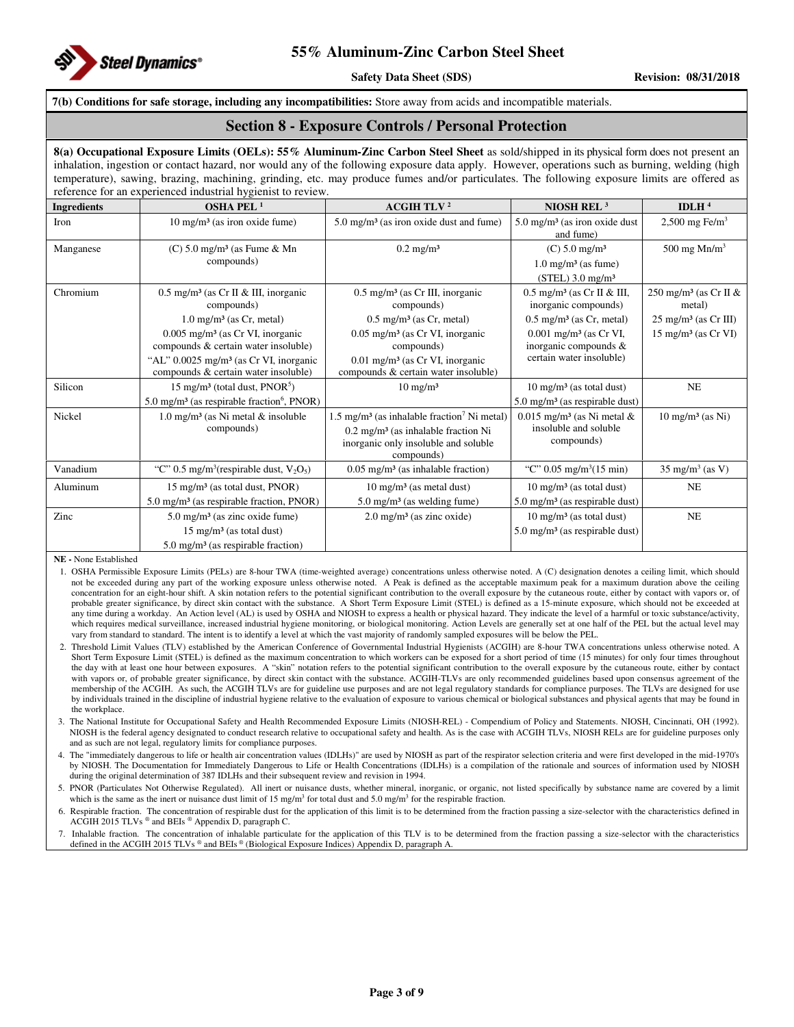**7(b) Conditions for safe storage, including any incompatibilities:** Store away from acids and incompatible materials.

## Section 8 - Exposure Controls / Personal Protection

**8(a) Occupational Exposure Limits (OELs): 55% Aluminum-Zinc Carbon Steel Sheet** as sold/shipped in its physical form does not present an inhalation, ingestion or contact hazard, nor would any of the following exposure data apply. However, operations such as burning, welding (high temperature), sawing, brazing, machining, grinding, etc. may produce fumes and/or particulates. The following exposure limits are offered as reference for an experienced industrial hygienist to review.

| Ingredients | OSHA PEL [1] | ACGIH TLV [2] | NIOSH REL [3] | IDLH [4] |
|---|---|---|---|---|
| Iron | 10 mg/m³ (as iron oxide fume) | 5.0 mg/m³ (as iron oxide dust and fume) | 5.0 mg/m³ (as iron oxide dust and fume) | 2,500 mg Fe/m³ |
| Manganese | (C) 5.0 mg/m³ (as Fume & Mn compounds) | 0.2 mg/m³ | (C) 5.0 mg/m³<br>1.0 mg/m³ (as fume)<br>(STEL) 3.0 mg/m³ | 500 mg Mn/m³ |
| Chromium | 0.5 mg/m³ (as Cr II & III, inorganic compounds)<br>1.0 mg/m³ (as Cr, metal)<br>0.005 mg/m³ (as Cr VI, inorganic compounds & certain water insoluble)<br>"AL" 0.0025 mg/m³ (as Cr VI, inorganic compounds & certain water insoluble) | 0.5 mg/m³ (as Cr III, inorganic compounds)<br>0.5 mg/m³ (as Cr, metal)<br>0.05 mg/m³ (as Cr VI, inorganic compounds)<br>0.01 mg/m³ (as Cr VI, inorganic compounds & certain water insoluble) | 0.5 mg/m³ (as Cr II & III, inorganic compounds)<br>0.5 mg/m³ (as Cr, metal)<br>0.001 mg/m³ (as Cr VI, inorganic compounds & certain water insoluble) | 250 mg/m³ (as Cr II & metal)<br>25 mg/m³ (as Cr III)<br>15 mg/m³ (as Cr VI) |
| Silicon | 15 mg/m³ (total dust, PNOR[5])<br>5.0 mg/m³ (as respirable fraction[6], PNOR) | 10 mg/m³ | 10 mg/m³ (as total dust)<br>5.0 mg/m³ (as respirable dust) | NE |
| Nickel | 1.0 mg/m³ (as Ni metal & insoluble compounds) | 1.5 mg/m³ (as inhalable fraction[7] Ni metal)<br>0.2 mg/m³ (as inhalable fraction Ni inorganic only insoluble and soluble compounds) | 0.015 mg/m³ (as Ni metal & insoluble and soluble compounds) | 10 mg/m³ (as Ni) |
| Vanadium | "C" 0.5 mg/m³(respirable dust, $V_2O_5$) | 0.05 mg/m³ (as inhalable fraction) | "C" 0.05 mg/m³(15 min) | 35 mg/m³ (as V) |
| Aluminum | 15 mg/m³ (as total dust, PNOR)<br>5.0 mg/m³ (as respirable fraction, PNOR) | 10 mg/m³ (as metal dust)<br>5.0 mg/m³ (as welding fume) | 10 mg/m³ (as total dust)<br>5.0 mg/m³ (as respirable dust) | NE |
| Zinc | 5.0 mg/m³ (as zinc oxide fume)<br>15 mg/m³ (as total dust)<br>5.0 mg/m³ (as respirable fraction) | 2.0 mg/m³ (as zinc oxide) | 10 mg/m³ (as total dust)<br>5.0 mg/m³ (as respirable dust) | NE |

**NE -** None Established

1. OSHA Permissible Exposure Limits (PELs) are 8-hour TWA (time-weighted average) concentrations unless otherwise noted. A (C) designation denotes a ceiling limit, which should not be exceeded during any part of the working exposure unless otherwise noted. A Peak is defined as the acceptable maximum peak for a maximum duration above the ceiling concentration for an eight-hour shift. A skin notation refers to the potential significant contribution to the overall exposure by the cutaneous route, either by contact with vapors or, of probable greater significance, by direct skin contact with the substance. A Short Term Exposure Limit (STEL) is defined as a 15-minute exposure, which should not be exceeded at any time during a workday. An Action level (AL) is used by OSHA and NIOSH to express a health or physical hazard. They indicate the level of a harmful or toxic substance/activity, which requires medical surveillance, increased industrial hygiene monitoring, or biological monitoring. Action Levels are generally set at one half of the PEL but the actual level may vary from standard to standard. The intent is to identify a level at which the vast majority of randomly sampled exposures will be below the PEL.
2. Threshold Limit Values (TLV) established by the American Conference of Governmental Industrial Hygienists (ACGIH) are 8-hour TWA concentrations unless otherwise noted. A Short Term Exposure Limit (STEL) is defined as the maximum concentration to which workers can be exposed for a short period of time (15 minutes) for only four times throughout the day with at least one hour between exposures. A "skin" notation refers to the potential significant contribution to the overall exposure by the cutaneous route, either by contact with vapors or, of probable greater significance, by direct skin contact with the substance. ACGIH-TLVs are only recommended guidelines based upon consensus agreement of the membership of the ACGIH. As such, the ACGIH TLVs are for guideline use purposes and are not legal regulatory standards for compliance purposes. The TLVs are designed for use by individuals trained in the discipline of industrial hygiene relative to the evaluation of exposure to various chemical or biological substances and physical agents that may be found in the workplace.
3. The National Institute for Occupational Safety and Health Recommended Exposure Limits (NIOSH-REL) - Compendium of Policy and Statements. NIOSH, Cincinnati, OH (1992). NIOSH is the federal agency designated to conduct research relative to occupational safety and health. As is the case with ACGIH TLVs, NIOSH RELs are for guideline purposes only and as such are not legal, regulatory limits for compliance purposes.
4. The "immediately dangerous to life or health air concentration values (IDLHs)" are used by NIOSH as part of the respirator selection criteria and were first developed in the mid-1970's by NIOSH. The Documentation for Immediately Dangerous to Life or Health Concentrations (IDLHs) is a compilation of the rationale and sources of information used by NIOSH during the original determination of 387 IDLHs and their subsequent review and revision in 1994.
5. PNOR (Particulates Not Otherwise Regulated). All inert or nuisance dusts, whether mineral, inorganic, or organic, not listed specifically by substance name are covered by a limit which is the same as the inert or nuisance dust limit of 15 mg/m³ for total dust and 5.0 mg/m³ for the respirable fraction.
6. Respirable fraction. The concentration of respirable dust for the application of this limit is to be determined from the fraction passing a size-selector with the characteristics defined in ACGIH 2015 TLVs ® and BEIs ® Appendix D, paragraph C.
7. Inhalable fraction. The concentration of inhalable particulate for the application of this TLV is to be determined from the fraction passing a size-selector with the characteristics defined in the ACGIH 2015 TLVs ® and BEIs ® (Biological Exposure Indices) Appendix D, paragraph A.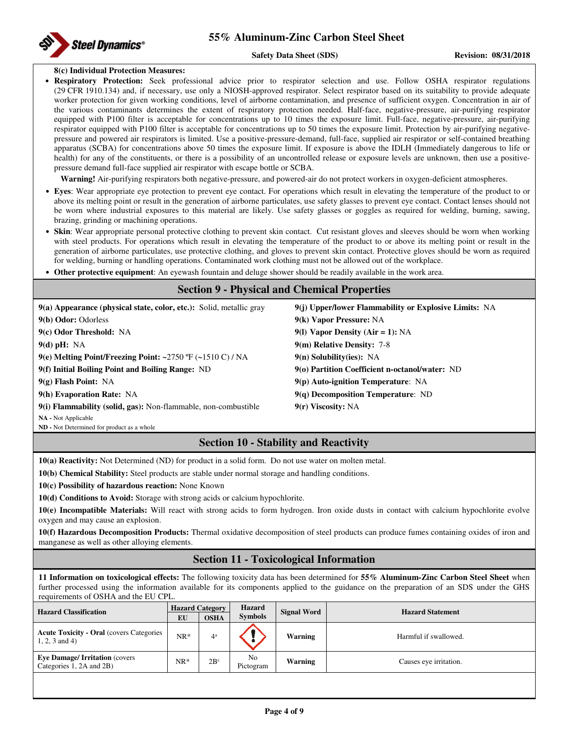**8(c) Individual Protection Measures:**

- **Respiratory Protection:** Seek professional advice prior to respirator selection and use. Follow OSHA respirator regulations (29 CFR 1910.134) and, if necessary, use only a NIOSH-approved respirator. Select respirator based on its suitability to provide adequate worker protection for given working conditions, level of airborne contamination, and presence of sufficient oxygen. Concentration in air of the various contaminants determines the extent of respiratory protection needed. Half-face, negative-pressure, air-purifying respirator equipped with P100 filter is acceptable for concentrations up to 10 times the exposure limit. Full-face, negative-pressure, air-purifying respirator equipped with P100 filter is acceptable for concentrations up to 50 times the exposure limit. Protection by air-purifying negative-pressure and powered air respirators is limited. Use a positive-pressure-demand, full-face, supplied air respirator or self-contained breathing apparatus (SCBA) for concentrations above 50 times the exposure limit. If exposure is above the IDLH (Immediately dangerous to life or health) for any of the constituents, or there is a possibility of an uncontrolled release or exposure levels are unknown, then use a positive-pressure demand full-face supplied air respirator with escape bottle or SCBA.

  **Warning!** Air-purifying respirators both negative-pressure, and powered-air do not protect workers in oxygen-deficient atmospheres.

- **Eyes**: Wear appropriate eye protection to prevent eye contact. For operations which result in elevating the temperature of the product to or above its melting point or result in the generation of airborne particulates, use safety glasses to prevent eye contact. Contact lenses should not be worn where industrial exposures to this material are likely. Use safety glasses or goggles as required for welding, burning, sawing, brazing, grinding or machining operations.
- **Skin**: Wear appropriate personal protective clothing to prevent skin contact. Cut resistant gloves and sleeves should be worn when working with steel products. For operations which result in elevating the temperature of the product to or above its melting point or result in the generation of airborne particulates, use protective clothing, and gloves to prevent skin contact. Protective gloves should be worn as required for welding, burning or handling operations. Contaminated work clothing must not be allowed out of the workplace.
- **Other protective equipment**: An eyewash fountain and deluge shower should be readily available in the work area.

## Section 9 - Physical and Chemical Properties

**9(a) Appearance (physical state, color, etc.):** Solid, metallic gray

**9(b) Odor:** Odorless

**9(c) Odor Threshold:** NA

**9(d) pH:** NA

**9(e) Melting Point/Freezing Point:** ~2750 ºF (~1510 C) / NA

**9(f) Initial Boiling Point and Boiling Range:** ND

**9(g) Flash Point:** NA

**9(h) Evaporation Rate:** NA

**9(i) Flammability (solid, gas):** Non-flammable, non-combustible

**9(j) Upper/lower Flammability or Explosive Limits:** NA

**9(k) Vapor Pressure:** NA

**9(l) Vapor Density (Air = 1):** NA

**9(m) Relative Density:** 7-8

**9(n) Solubility(ies):** NA

**9(o) Partition Coefficient n-octanol/water:** ND

**9(p) Auto-ignition Temperature**: NA

**9(q) Decomposition Temperature**: ND

**9(r) Viscosity:** NA

**NA** - Not Applicable
**ND** - Not Determined for product as a whole

## Section 10 - Stability and Reactivity

**10(a) Reactivity:** Not Determined (ND) for product in a solid form. Do not use water on molten metal.

**10(b) Chemical Stability:** Steel products are stable under normal storage and handling conditions.

**10(c) Possibility of hazardous reaction:** None Known

**10(d) Conditions to Avoid:** Storage with strong acids or calcium hypochlorite.

**10(e) Incompatible Materials:** Will react with strong acids to form hydrogen. Iron oxide dusts in contact with calcium hypochlorite evolve oxygen and may cause an explosion.

**10(f) Hazardous Decomposition Products:** Thermal oxidative decomposition of steel products can produce fumes containing oxides of iron and manganese as well as other alloying elements.

## Section 11 - Toxicological Information

**11 Information on toxicological effects:** The following toxicity data has been determined for **55% Aluminum-Zinc Carbon Steel Sheet** when further processed using the information available for its components applied to the guidance on the preparation of an SDS under the GHS requirements of OSHA and the EU CPL.

| Hazard Classification | Hazard Category | | Hazard Symbols | Signal Word | Hazard Statement |
|---|---|---|---|---|---|
| | EU | OSHA | | | |
| **Acute Toxicity - Oral** (covers Categories 1, 2, 3 and 4) | NR* | 4[a] | (exclamation mark pictogram) | **Warning** | Harmful if swallowed. |
| **Eye Damage/ Irritation** (covers Categories 1, 2A and 2B) | NR* | 2B[c] | No Pictogram | **Warning** | Causes eye irritation. |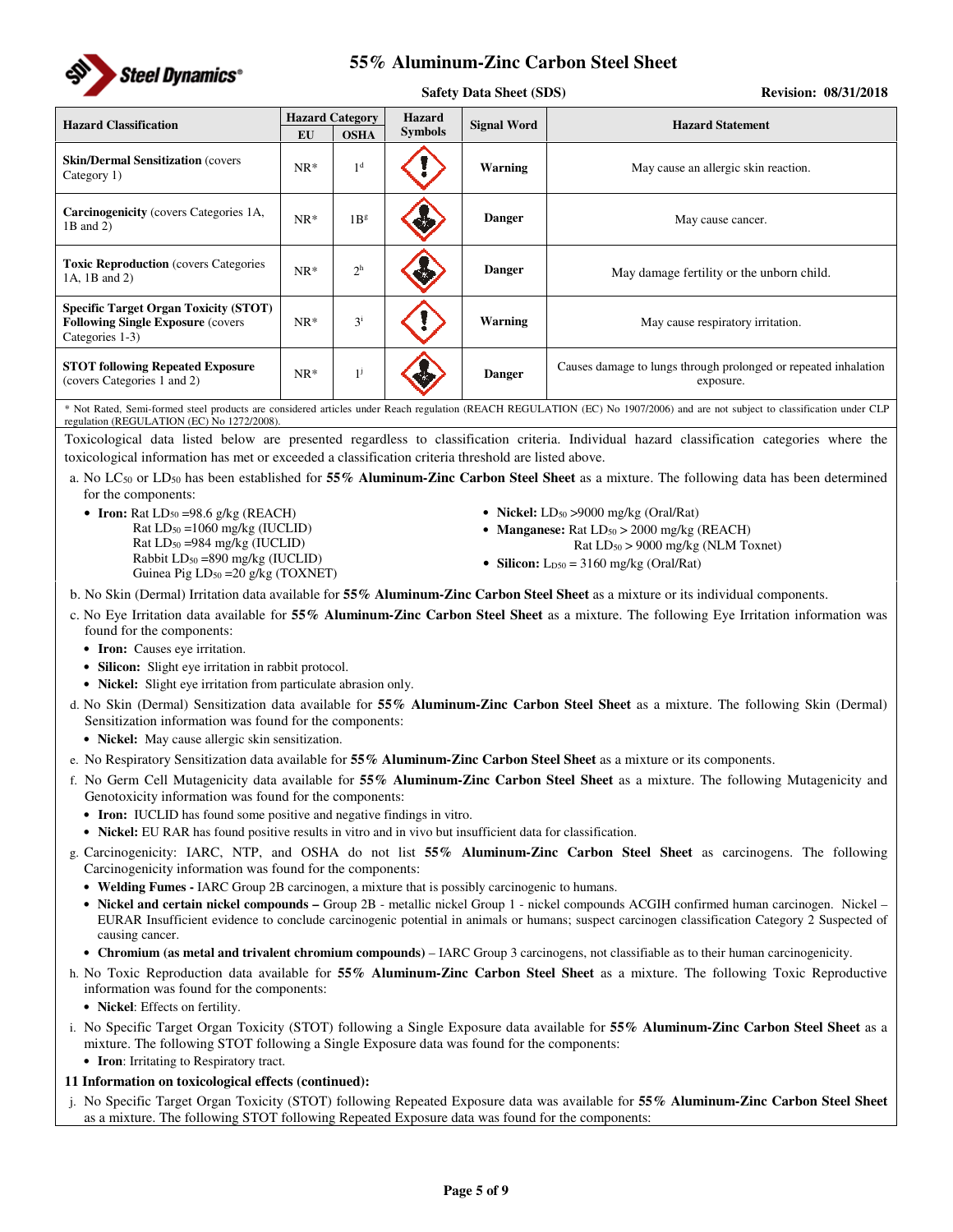| Hazard Classification | Hazard Category | | Hazard Symbols | Signal Word | Hazard Statement |
|---|---|---|---|---|---|
| | EU | OSHA | | | |
| **Skin/Dermal Sensitization** (covers Category 1) | NR* | 1[d] | | **Warning** | May cause an allergic skin reaction. |
| **Carcinogenicity** (covers Categories 1A, 1B and 2) | NR* | 1B[g] | | **Danger** | May cause cancer. |
| **Toxic Reproduction** (covers Categories 1A, 1B and 2) | NR* | 2[h] | | **Danger** | May damage fertility or the unborn child. |
| **Specific Target Organ Toxicity (STOT) Following Single Exposure** (covers Categories 1-3) | NR* | 3[i] | | **Warning** | May cause respiratory irritation. |
| **STOT following Repeated Exposure** (covers Categories 1 and 2) | NR* | 1[j] | | **Danger** | Causes damage to lungs through prolonged or repeated inhalation exposure. |

\* Not Rated, Semi-formed steel products are considered articles under Reach regulation (REACH REGULATION (EC) No 1907/2006) and are not subject to classification under CLP regulation (REGULATION (EC) No 1272/2008).

Toxicological data listed below are presented regardless to classification criteria. Individual hazard classification categories where the toxicological information has met or exceeded a classification criteria threshold are listed above.

a. No $LC_{50}$ or $LD_{50}$ has been established for **55% Aluminum-Zinc Carbon Steel Sheet** as a mixture. The following data has been determined for the components:

- **Iron:** Rat $LD_{50}$ =98.6 g/kg (REACH)
  Rat $LD_{50}$ =1060 mg/kg (IUCLID)
  Rat $LD_{50}$ =984 mg/kg (IUCLID)
  Rabbit $LD_{50}$ =890 mg/kg (IUCLID)
  Guinea Pig $LD_{50}$ =20 g/kg (TOXNET)
- **Nickel:** $LD_{50}$ >9000 mg/kg (Oral/Rat)
- **Manganese:** Rat $LD_{50}$ > 2000 mg/kg (REACH)
  Rat $LD_{50}$ > 9000 mg/kg (NLM Toxnet)
- **Silicon:** $L_{D50}$ = 3160 mg/kg (Oral/Rat)

b. No Skin (Dermal) Irritation data available for **55% Aluminum-Zinc Carbon Steel Sheet** as a mixture or its individual components.

c. No Eye Irritation data available for **55% Aluminum-Zinc Carbon Steel Sheet** as a mixture. The following Eye Irritation information was found for the components:

- **Iron:** Causes eye irritation.
- **Silicon:** Slight eye irritation in rabbit protocol.
- **Nickel:** Slight eye irritation from particulate abrasion only.

d. No Skin (Dermal) Sensitization data available for **55% Aluminum-Zinc Carbon Steel Sheet** as a mixture. The following Skin (Dermal) Sensitization information was found for the components:

- **Nickel:** May cause allergic skin sensitization.

e. No Respiratory Sensitization data available for **55% Aluminum-Zinc Carbon Steel Sheet** as a mixture or its components.

f. No Germ Cell Mutagenicity data available for **55% Aluminum-Zinc Carbon Steel Sheet** as a mixture. The following Mutagenicity and Genotoxicity information was found for the components:

- **Iron:** IUCLID has found some positive and negative findings in vitro.
- **Nickel:** EU RAR has found positive results in vitro and in vivo but insufficient data for classification.

g. Carcinogenicity: IARC, NTP, and OSHA do not list **55% Aluminum-Zinc Carbon Steel Sheet** as carcinogens. The following Carcinogenicity information was found for the components:

- **Welding Fumes -** IARC Group 2B carcinogen, a mixture that is possibly carcinogenic to humans.
- **Nickel and certain nickel compounds** – Group 2B - metallic nickel Group 1 - nickel compounds ACGIH confirmed human carcinogen. Nickel – EURAR Insufficient evidence to conclude carcinogenic potential in animals or humans; suspect carcinogen classification Category 2 Suspected of causing cancer.
- **Chromium (as metal and trivalent chromium compounds)** – IARC Group 3 carcinogens, not classifiable as to their human carcinogenicity.

h. No Toxic Reproduction data available for **55% Aluminum-Zinc Carbon Steel Sheet** as a mixture. The following Toxic Reproductive information was found for the components:

- **Nickel**: Effects on fertility.

i. No Specific Target Organ Toxicity (STOT) following a Single Exposure data available for **55% Aluminum-Zinc Carbon Steel Sheet** as a mixture. The following STOT following a Single Exposure data was found for the components:

- **Iron**: Irritating to Respiratory tract.

**11 Information on toxicological effects (continued):**

j. No Specific Target Organ Toxicity (STOT) following Repeated Exposure data was available for **55% Aluminum-Zinc Carbon Steel Sheet** as a mixture. The following STOT following Repeated Exposure data was found for the components: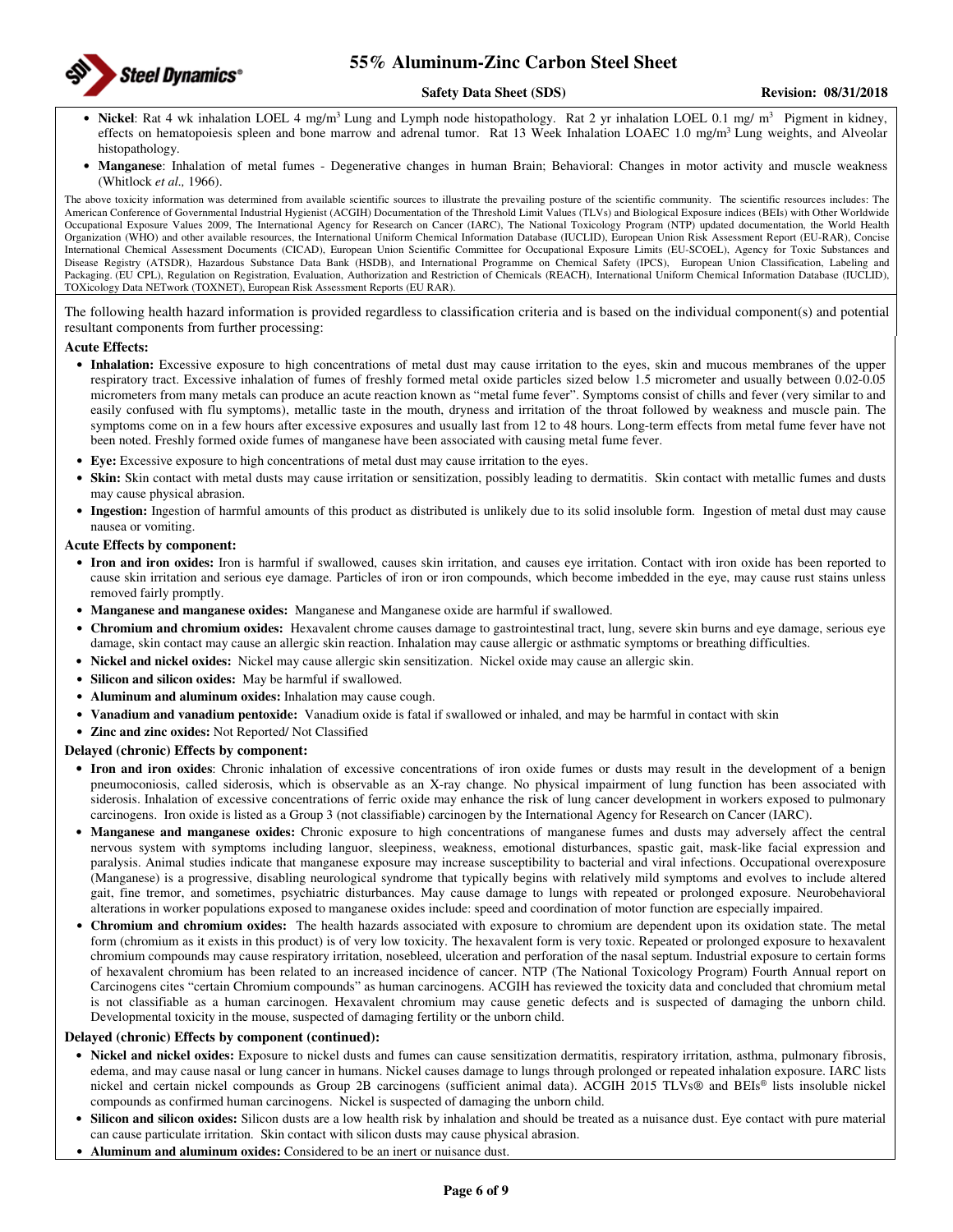- **Nickel**: Rat 4 wk inhalation LOEL 4 mg/m$^3$ Lung and Lymph node histopathology. Rat 2 yr inhalation LOEL 0.1 mg/ m$^3$ Pigment in kidney, effects on hematopoiesis spleen and bone marrow and adrenal tumor. Rat 13 Week Inhalation LOAEC 1.0 mg/m$^3$ Lung weights, and Alveolar histopathology.
- **Manganese**: Inhalation of metal fumes - Degenerative changes in human Brain; Behavioral: Changes in motor activity and muscle weakness (Whitlock *et al.,* 1966).

The above toxicity information was determined from available scientific sources to illustrate the prevailing posture of the scientific community. The scientific resources includes: The American Conference of Governmental Industrial Hygienist (ACGIH) Documentation of the Threshold Limit Values (TLVs) and Biological Exposure indices (BEIs) with Other Worldwide Occupational Exposure Values 2009, The International Agency for Research on Cancer (IARC), The National Toxicology Program (NTP) updated documentation, the World Health Organization (WHO) and other available resources, the International Uniform Chemical Information Database (IUCLID), European Union Risk Assessment Report (EU-RAR), Concise International Chemical Assessment Documents (CICAD), European Union Scientific Committee for Occupational Exposure Limits (EU-SCOEL), Agency for Toxic Substances and Disease Registry (ATSDR), Hazardous Substance Data Bank (HSDB), and International Programme on Chemical Safety (IPCS), European Union Classification, Labeling and Packaging. (EU CPL), Regulation on Registration, Evaluation, Authorization and Restriction of Chemicals (REACH), International Uniform Chemical Information Database (IUCLID), TOXicology Data NETwork (TOXNET), European Risk Assessment Reports (EU RAR).

The following health hazard information is provided regardless to classification criteria and is based on the individual component(s) and potential resultant components from further processing:

**Acute Effects:**

- **Inhalation:** Excessive exposure to high concentrations of metal dust may cause irritation to the eyes, skin and mucous membranes of the upper respiratory tract. Excessive inhalation of fumes of freshly formed metal oxide particles sized below 1.5 micrometer and usually between 0.02-0.05 micrometers from many metals can produce an acute reaction known as "metal fume fever". Symptoms consist of chills and fever (very similar to and easily confused with flu symptoms), metallic taste in the mouth, dryness and irritation of the throat followed by weakness and muscle pain. The symptoms come on in a few hours after excessive exposures and usually last from 12 to 48 hours. Long-term effects from metal fume fever have not been noted. Freshly formed oxide fumes of manganese have been associated with causing metal fume fever.
- **Eye:** Excessive exposure to high concentrations of metal dust may cause irritation to the eyes.
- **Skin:** Skin contact with metal dusts may cause irritation or sensitization, possibly leading to dermatitis. Skin contact with metallic fumes and dusts may cause physical abrasion.
- **Ingestion:** Ingestion of harmful amounts of this product as distributed is unlikely due to its solid insoluble form. Ingestion of metal dust may cause nausea or vomiting.

**Acute Effects by component:**

- **Iron and iron oxides:** Iron is harmful if swallowed, causes skin irritation, and causes eye irritation. Contact with iron oxide has been reported to cause skin irritation and serious eye damage. Particles of iron or iron compounds, which become imbedded in the eye, may cause rust stains unless removed fairly promptly.
- **Manganese and manganese oxides:** Manganese and Manganese oxide are harmful if swallowed.
- **Chromium and chromium oxides:** Hexavalent chrome causes damage to gastrointestinal tract, lung, severe skin burns and eye damage, serious eye damage, skin contact may cause an allergic skin reaction. Inhalation may cause allergic or asthmatic symptoms or breathing difficulties.
- **Nickel and nickel oxides:** Nickel may cause allergic skin sensitization. Nickel oxide may cause an allergic skin.
- **Silicon and silicon oxides:** May be harmful if swallowed.
- **Aluminum and aluminum oxides:** Inhalation may cause cough.
- **Vanadium and vanadium pentoxide:** Vanadium oxide is fatal if swallowed or inhaled, and may be harmful in contact with skin
- **Zinc and zinc oxides:** Not Reported/ Not Classified

**Delayed (chronic) Effects by component:**

- **Iron and iron oxides**: Chronic inhalation of excessive concentrations of iron oxide fumes or dusts may result in the development of a benign pneumoconiosis, called siderosis, which is observable as an X-ray change. No physical impairment of lung function has been associated with siderosis. Inhalation of excessive concentrations of ferric oxide may enhance the risk of lung cancer development in workers exposed to pulmonary carcinogens. Iron oxide is listed as a Group 3 (not classifiable) carcinogen by the International Agency for Research on Cancer (IARC).
- **Manganese and manganese oxides:** Chronic exposure to high concentrations of manganese fumes and dusts may adversely affect the central nervous system with symptoms including languor, sleepiness, weakness, emotional disturbances, spastic gait, mask-like facial expression and paralysis. Animal studies indicate that manganese exposure may increase susceptibility to bacterial and viral infections. Occupational overexposure (Manganese) is a progressive, disabling neurological syndrome that typically begins with relatively mild symptoms and evolves to include altered gait, fine tremor, and sometimes, psychiatric disturbances. May cause damage to lungs with repeated or prolonged exposure. Neurobehavioral alterations in worker populations exposed to manganese oxides include: speed and coordination of motor function are especially impaired.
- **Chromium and chromium oxides:** The health hazards associated with exposure to chromium are dependent upon its oxidation state. The metal form (chromium as it exists in this product) is of very low toxicity. The hexavalent form is very toxic. Repeated or prolonged exposure to hexavalent chromium compounds may cause respiratory irritation, nosebleed, ulceration and perforation of the nasal septum. Industrial exposure to certain forms of hexavalent chromium has been related to an increased incidence of cancer. NTP (The National Toxicology Program) Fourth Annual report on Carcinogens cites "certain Chromium compounds" as human carcinogens. ACGIH has reviewed the toxicity data and concluded that chromium metal is not classifiable as a human carcinogen. Hexavalent chromium may cause genetic defects and is suspected of damaging the unborn child. Developmental toxicity in the mouse, suspected of damaging fertility or the unborn child.

**Delayed (chronic) Effects by component (continued):**

- **Nickel and nickel oxides:** Exposure to nickel dusts and fumes can cause sensitization dermatitis, respiratory irritation, asthma, pulmonary fibrosis, edema, and may cause nasal or lung cancer in humans. Nickel causes damage to lungs through prolonged or repeated inhalation exposure. IARC lists nickel and certain nickel compounds as Group 2B carcinogens (sufficient animal data). ACGIH 2015 TLVs® and BEIs® lists insoluble nickel compounds as confirmed human carcinogens. Nickel is suspected of damaging the unborn child.
- **Silicon and silicon oxides:** Silicon dusts are a low health risk by inhalation and should be treated as a nuisance dust. Eye contact with pure material can cause particulate irritation. Skin contact with silicon dusts may cause physical abrasion.
- **Aluminum and aluminum oxides:** Considered to be an inert or nuisance dust.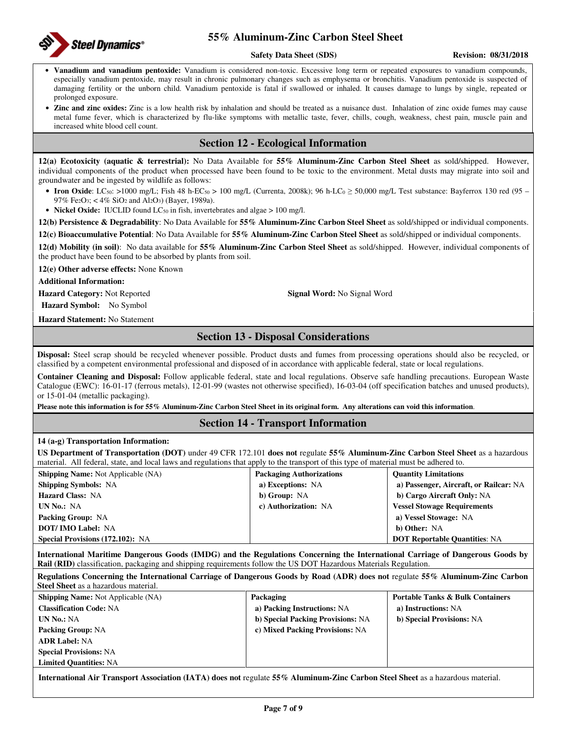- **Vanadium and vanadium pentoxide:** Vanadium is considered non-toxic. Excessive long term or repeated exposures to vanadium compounds, especially vanadium pentoxide, may result in chronic pulmonary changes such as emphysema or bronchitis. Vanadium pentoxide is suspected of damaging fertility or the unborn child. Vanadium pentoxide is fatal if swallowed or inhaled. It causes damage to lungs by single, repeated or prolonged exposure.
- **Zinc and zinc oxides:** Zinc is a low health risk by inhalation and should be treated as a nuisance dust. Inhalation of zinc oxide fumes may cause metal fume fever, which is characterized by flu-like symptoms with metallic taste, fever, chills, cough, weakness, chest pain, muscle pain and increased white blood cell count.

## Section 12 - Ecological Information

**12(a) Ecotoxicity (aquatic & terrestrial):** No Data Available for **55% Aluminum-Zinc Carbon Steel Sheet** as sold/shipped. However, individual components of the product when processed have been found to be toxic to the environment. Metal dusts may migrate into soil and groundwater and be ingested by wildlife as follows:

- **Iron Oxide**: $LC_{50}$: >1000 mg/L; Fish 48 h-$EC_{50}$ > 100 mg/L (Currenta, 2008k); 96 h-$LC_0$ ≥ 50,000 mg/L Test substance: Bayferrox 130 red (95 – 97% $Fe_2O_3$; < 4% $SiO_2$ and $Al_2O_3$) (Bayer, 1989a).
- **Nickel Oxide:** IUCLID found $LC_{50}$ in fish, invertebrates and algae > 100 mg/l.

**12(b) Persistence & Degradability**: No Data Available for **55% Aluminum-Zinc Carbon Steel Sheet** as sold/shipped or individual components.

**12(c) Bioaccumulative Potential**: No Data Available for **55% Aluminum-Zinc Carbon Steel Sheet** as sold/shipped or individual components.

**12(d) Mobility (in soil)**: No data available for **55% Aluminum-Zinc Carbon Steel Sheet** as sold/shipped. However, individual components of the product have been found to be absorbed by plants from soil.

**12(e) Other adverse effects:** None Known

**Additional Information:**

**Hazard Category:** Not Reported

**Signal Word:** No Signal Word

**Hazard Symbol:** No Symbol

**Hazard Statement:** No Statement

## Section 13 - Disposal Considerations

**Disposal:** Steel scrap should be recycled whenever possible. Product dusts and fumes from processing operations should also be recycled, or classified by a competent environmental professional and disposed of in accordance with applicable federal, state or local regulations.

**Container Cleaning and Disposal:** Follow applicable federal, state and local regulations. Observe safe handling precautions. European Waste Catalogue (EWC): 16-01-17 (ferrous metals), 12-01-99 (wastes not otherwise specified), 16-03-04 (off specification batches and unused products), or 15-01-04 (metallic packaging).

**Please note this information is for 55% Aluminum-Zinc Carbon Steel Sheet in its original form. Any alterations can void this information**.

## Section 14 - Transport Information

**14 (a-g) Transportation Information:**

**US Department of Transportation (DOT)** under 49 CFR 172.101 **does not** regulate **55% Aluminum-Zinc Carbon Steel Sheet** as a hazardous material. All federal, state, and local laws and regulations that apply to the transport of this type of material must be adhered to.

| | | |
|---|---|---|
| **Shipping Name:** Not Applicable (NA) | **Packaging Authorizations** | **Quantity Limitations** |
| **Shipping Symbols:** NA | **a) Exceptions:** NA | **a) Passenger, Aircraft, or Railcar:** NA |
| **Hazard Class:** NA | **b) Group:** NA | **b) Cargo Aircraft Only:** NA |
| **UN No.:** NA | **c) Authorization:** NA | **Vessel Stowage Requirements** |
| **Packing Group:** NA | | **a) Vessel Stowage:** NA |
| **DOT/ IMO Label:** NA | | **b) Other:** NA |
| **Special Provisions (172.102):** NA | | **DOT Reportable Quantities**: NA |

**International Maritime Dangerous Goods (IMDG) and the Regulations Concerning the International Carriage of Dangerous Goods by Rail (RID)** classification, packaging and shipping requirements follow the US DOT Hazardous Materials Regulation.

**Regulations Concerning the International Carriage of Dangerous Goods by Road (ADR) does not** regulate **55% Aluminum-Zinc Carbon Steel Sheet** as a hazardous material.

| | | |
|---|---|---|
| **Shipping Name:** Not Applicable (NA) | **Packaging** | **Portable Tanks & Bulk Containers** |
| **Classification Code:** NA | **a) Packing Instructions:** NA | **a) Instructions:** NA |
| **UN No.:** NA | **b) Special Packing Provisions:** NA | **b) Special Provisions:** NA |
| **Packing Group:** NA | **c) Mixed Packing Provisions:** NA | |
| **ADR Label:** NA | | |
| **Special Provisions:** NA | | |
| **Limited Quantities:** NA | | |

**International Air Transport Association (IATA) does not** regulate **55% Aluminum-Zinc Carbon Steel Sheet** as a hazardous material.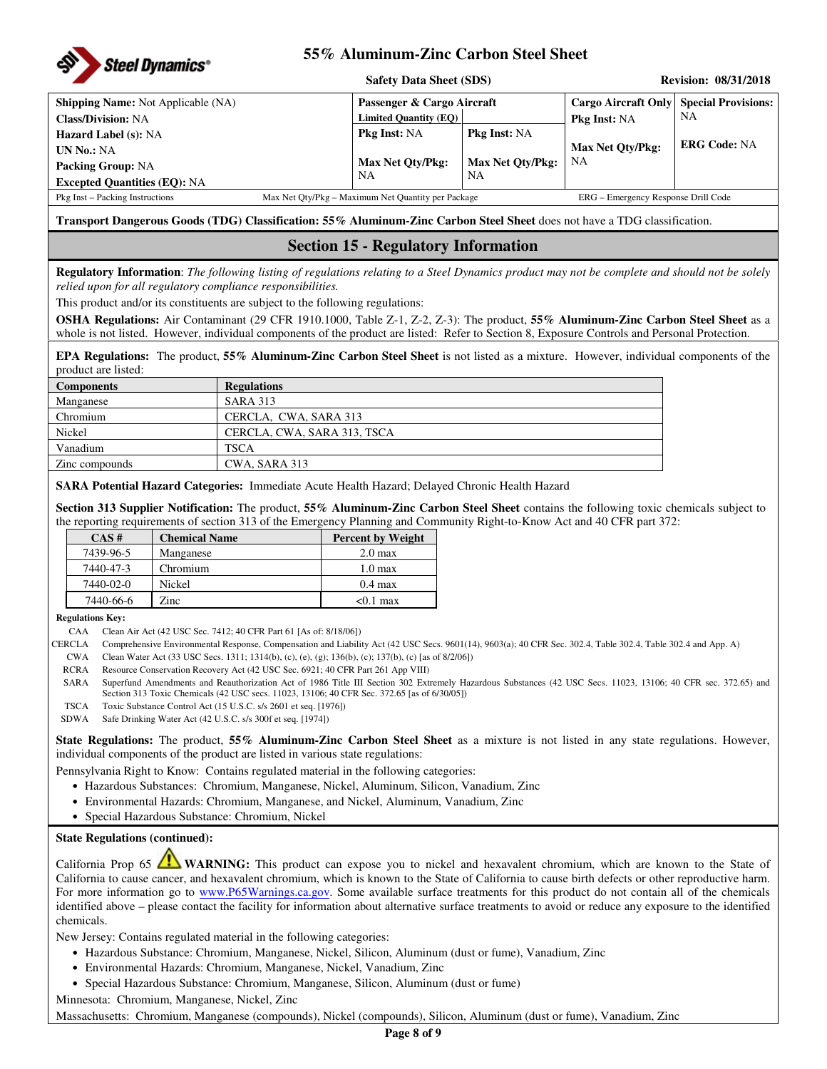| **Shipping Name:** Not Applicable (NA) | **Passenger & Cargo Aircraft** | | **Cargo Aircraft Only** | **Special Provisions:** NA |
|---|---|---|---|---|
| **Class/Division:** NA | **Limited Quantity (EQ)** | | **Pkg Inst:** NA | |
| **Hazard Label (s):** NA | **Pkg Inst:** NA | **Pkg Inst:** NA | | **ERG Code:** NA |
| **UN No.:** NA | | | **Max Net Qty/Pkg:** NA | |
| **Packing Group:** NA | **Max Net Qty/Pkg:** NA | **Max Net Qty/Pkg:** NA | | |
| **Excepted Quantities (EQ):** NA | | | | |

Pkg Inst – Packing Instructions    Max Net Qty/Pkg – Maximum Net Quantity per Package    ERG – Emergency Response Drill Code

**Transport Dangerous Goods (TDG) Classification: 55% Aluminum-Zinc Carbon Steel Sheet** does not have a TDG classification.

## Section 15 - Regulatory Information

**Regulatory Information**: *The following listing of regulations relating to a Steel Dynamics product may not be complete and should not be solely relied upon for all regulatory compliance responsibilities.*

This product and/or its constituents are subject to the following regulations:

**OSHA Regulations:** Air Contaminant (29 CFR 1910.1000, Table Z-1, Z-2, Z-3): The product, **55% Aluminum-Zinc Carbon Steel Sheet** as a whole is not listed. However, individual components of the product are listed: Refer to Section 8, Exposure Controls and Personal Protection.

**EPA Regulations:** The product, **55% Aluminum-Zinc Carbon Steel Sheet** is not listed as a mixture. However, individual components of the product are listed:

| Components | Regulations |
|---|---|
| Manganese | SARA 313 |
| Chromium | CERCLA, CWA, SARA 313 |
| Nickel | CERCLA, CWA, SARA 313, TSCA |
| Vanadium | TSCA |
| Zinc compounds | CWA, SARA 313 |

**SARA Potential Hazard Categories:** Immediate Acute Health Hazard; Delayed Chronic Health Hazard

**Section 313 Supplier Notification:** The product, **55% Aluminum-Zinc Carbon Steel Sheet** contains the following toxic chemicals subject to the reporting requirements of section 313 of the Emergency Planning and Community Right-to-Know Act and 40 CFR part 372:

| CAS # | Chemical Name | Percent by Weight |
|---|---|---|
| 7439-96-5 | Manganese | 2.0 max |
| 7440-47-3 | Chromium | 1.0 max |
| 7440-02-0 | Nickel | 0.4 max |
| 7440-66-6 | Zinc | <0.1 max |

**Regulations Key:**

- CAA   Clean Air Act (42 USC Sec. 7412; 40 CFR Part 61 [As of: 8/18/06])
- CERCLA   Comprehensive Environmental Response, Compensation and Liability Act (42 USC Secs. 9601(14), 9603(a); 40 CFR Sec. 302.4, Table 302.4, Table 302.4 and App. A)
- CWA   Clean Water Act (33 USC Secs. 1311; 1314(b), (c), (e), (g); 136(b), (c); 137(b), (c) [as of 8/2/06])
- RCRA   Resource Conservation Recovery Act (42 USC Sec. 6921; 40 CFR Part 261 App VIII)
- SARA   Superfund Amendments and Reauthorization Act of 1986 Title III Section 302 Extremely Hazardous Substances (42 USC Secs. 11023, 13106; 40 CFR sec. 372.65) and Section 313 Toxic Chemicals (42 USC secs. 11023, 13106; 40 CFR Sec. 372.65 [as of 6/30/05])
- TSCA   Toxic Substance Control Act (15 U.S.C. s/s 2601 et seq. [1976])
- SDWA   Safe Drinking Water Act (42 U.S.C. s/s 300f et seq. [1974])

**State Regulations:** The product, **55% Aluminum-Zinc Carbon Steel Sheet** as a mixture is not listed in any state regulations. However, individual components of the product are listed in various state regulations:

Pennsylvania Right to Know: Contains regulated material in the following categories:

- Hazardous Substances: Chromium, Manganese, Nickel, Aluminum, Silicon, Vanadium, Zinc
- Environmental Hazards: Chromium, Manganese, and Nickel, Aluminum, Vanadium, Zinc
- Special Hazardous Substance: Chromium, Nickel

**State Regulations (continued):**

California Prop 65 ⚠ **WARNING:** This product can expose you to nickel and hexavalent chromium, which are known to the State of California to cause cancer, and hexavalent chromium, which is known to the State of California to cause birth defects or other reproductive harm. For more information go to www.P65Warnings.ca.gov. Some available surface treatments for this product do not contain all of the chemicals identified above – please contact the facility for information about alternative surface treatments to avoid or reduce any exposure to the identified chemicals.

New Jersey: Contains regulated material in the following categories:

- Hazardous Substance: Chromium, Manganese, Nickel, Silicon, Aluminum (dust or fume), Vanadium, Zinc
- Environmental Hazards: Chromium, Manganese, Nickel, Vanadium, Zinc
- Special Hazardous Substance: Chromium, Manganese, Silicon, Aluminum (dust or fume)

Minnesota: Chromium, Manganese, Nickel, Zinc

Massachusetts: Chromium, Manganese (compounds), Nickel (compounds), Silicon, Aluminum (dust or fume), Vanadium, Zinc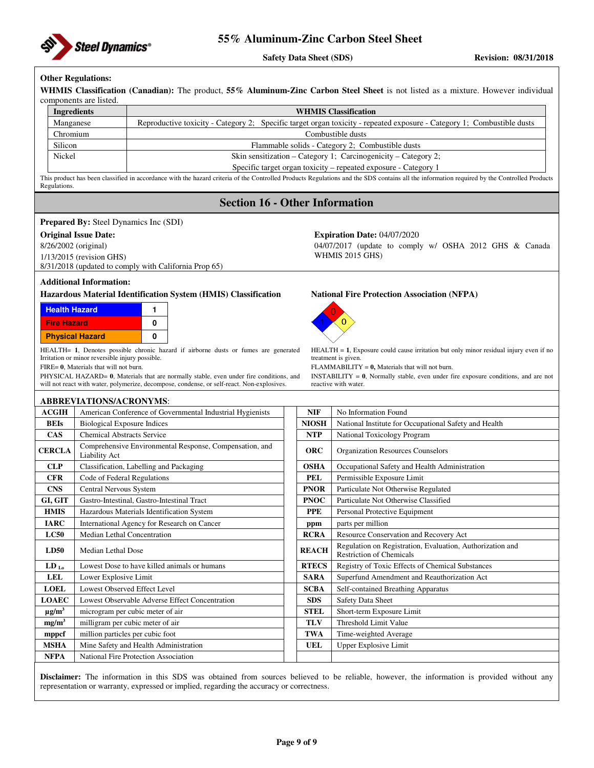**Other Regulations:**

**WHMIS Classification (Canadian):** The product, **55% Aluminum-Zinc Carbon Steel Sheet** is not listed as a mixture. However individual components are listed.

| Ingredients | WHMIS Classification |
|---|---|
| Manganese | Reproductive toxicity - Category 2; Specific target organ toxicity - repeated exposure - Category 1; Combustible dusts |
| Chromium | Combustible dusts |
| Silicon | Flammable solids - Category 2; Combustible dusts |
| Nickel | Skin sensitization – Category 1; Carcinogenicity – Category 2; Specific target organ toxicity – repeated exposure - Category 1 |

This product has been classified in accordance with the hazard criteria of the Controlled Products Regulations and the SDS contains all the information required by the Controlled Products Regulations.

## Section 16 - Other Information

**Prepared By:** Steel Dynamics Inc (SDI)

**Original Issue Date:**
8/26/2002 (original)
1/13/2015 (revision GHS)
8/31/2018 (updated to comply with California Prop 65)

**Expiration Date:** 04/07/2020
04/07/2017 (update to comply w/ OSHA 2012 GHS & Canada WHMIS 2015 GHS)

**Additional Information:**

**Hazardous Material Identification System (HMIS) Classification**

| | |
|---|---|
| Health Hazard | 1 |
| Fire Hazard | 0 |
| Physical Hazard | 0 |

HEALTH= **1**, Denotes possible chronic hazard if airborne dusts or fumes are generated Irritation or minor reversible injury possible.
FIRE= **0**, Materials that will not burn.
PHYSICAL HAZARD= **0**, Materials that are normally stable, even under fire conditions, and will not react with water, polymerize, decompose, condense, or self-react. Non-explosives.

**National Fire Protection Association (NFPA)**

0
1
0

HEALTH = **1**, Exposure could cause irritation but only minor residual injury even if no treatment is given.
FLAMMABILITY = **0,** Materials that will not burn.
INSTABILITY = **0**, Normally stable, even under fire exposure conditions, and are not reactive with water.

**ABBREVIATIONS/ACRONYMS**:

| | | | |
|---|---|---|---|
| **ACGIH** | American Conference of Governmental Industrial Hygienists | **NIF** | No Information Found |
| **BEIs** | Biological Exposure Indices | **NIOSH** | National Institute for Occupational Safety and Health |
| **CAS** | Chemical Abstracts Service | **NTP** | National Toxicology Program |
| **CERCLA** | Comprehensive Environmental Response, Compensation, and Liability Act | **ORC** | Organization Resources Counselors |
| **CLP** | Classification, Labelling and Packaging | **OSHA** | Occupational Safety and Health Administration |
| **CFR** | Code of Federal Regulations | **PEL** | Permissible Exposure Limit |
| **CNS** | Central Nervous System | **PNOR** | Particulate Not Otherwise Regulated |
| **GI, GIT** | Gastro-Intestinal, Gastro-Intestinal Tract | **PNOC** | Particulate Not Otherwise Classified |
| **HMIS** | Hazardous Materials Identification System | **PPE** | Personal Protective Equipment |
| **IARC** | International Agency for Research on Cancer | **ppm** | parts per million |
| **LC50** | Median Lethal Concentration | **RCRA** | Resource Conservation and Recovery Act |
| **LD50** | Median Lethal Dose | **REACH** | Regulation on Registration, Evaluation, Authorization and Restriction of Chemicals |
| **$LD_{Lo}$** | Lowest Dose to have killed animals or humans | **RTECS** | Registry of Toxic Effects of Chemical Substances |
| **LEL** | Lower Explosive Limit | **SARA** | Superfund Amendment and Reauthorization Act |
| **LOEL** | Lowest Observed Effect Level | **SCBA** | Self-contained Breathing Apparatus |
| **LOAEC** | Lowest Observable Adverse Effect Concentration | **SDS** | Safety Data Sheet |
| **$\mu g/m^3$** | microgram per cubic meter of air | **STEL** | Short-term Exposure Limit |
| **$mg/m^3$** | milligram per cubic meter of air | **TLV** | Threshold Limit Value |
| **mppcf** | million particles per cubic foot | **TWA** | Time-weighted Average |
| **MSHA** | Mine Safety and Health Administration | **UEL** | Upper Explosive Limit |
| **NFPA** | National Fire Protection Association | | |

**Disclaimer:** The information in this SDS was obtained from sources believed to be reliable, however, the information is provided without any representation or warranty, expressed or implied, regarding the accuracy or correctness.